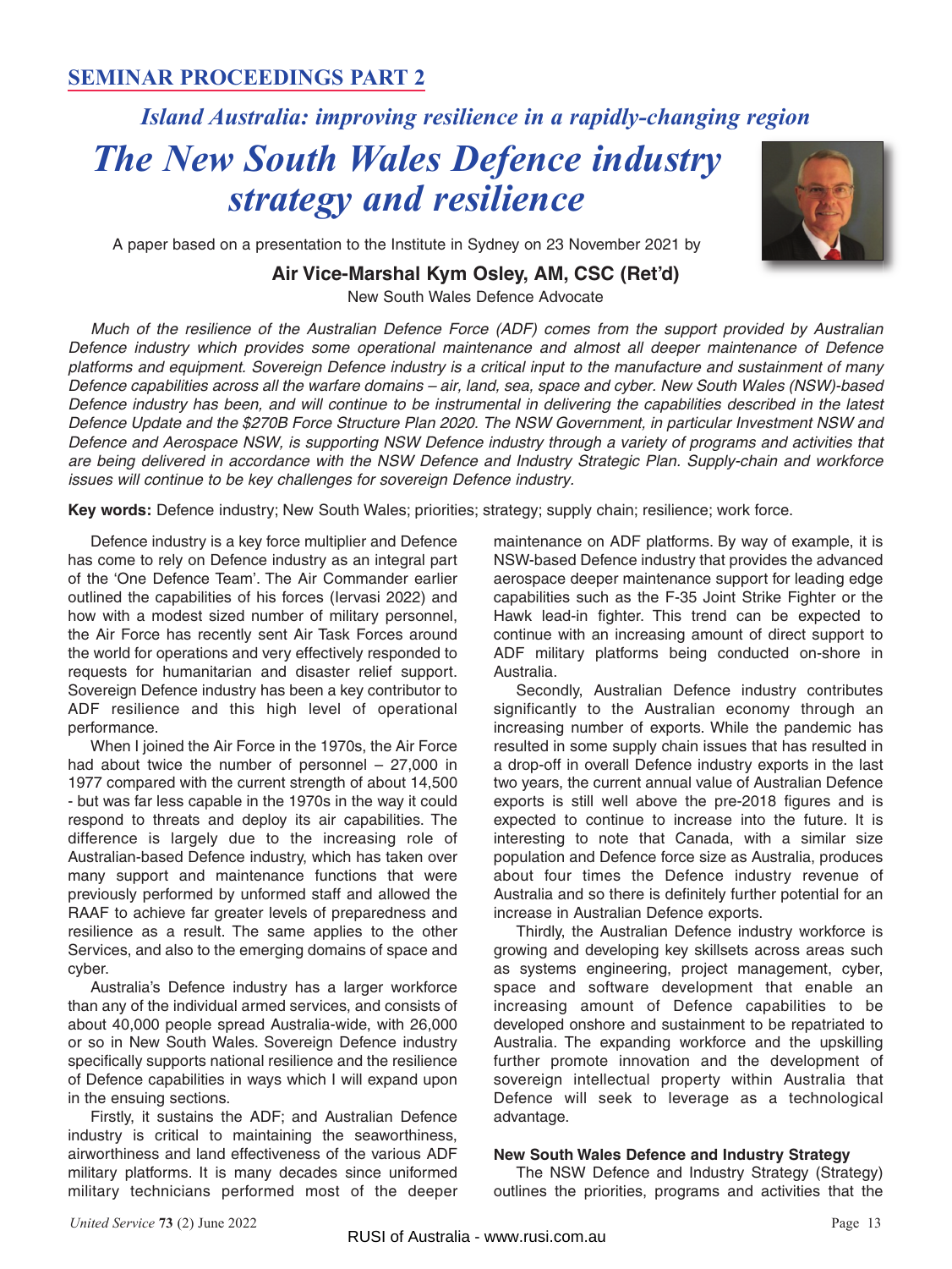## SEMINAR PROCEEDINGS PART 2

*Island Australia: improving resilience in a rapidly-changing region*

# *The New South Wales Defence industry strategy and resilience*

A paper based on a presentation to the Institute in Sydney on 23 November 2021 by

**Air Vice-Marshal Kym Osley, AM, CSC (Ret'd)**

New South Wales Defence Advocate

*Much of the resilience of the Australian Defence Force (ADF) comes from the support provided by Australian Defence industry which provides some operational maintenance and almost all deeper maintenance of Defence platforms and equipment. Sovereign Defence industry is a critical input to the manufacture and sustainment of many Defence capabilities across all the warfare domains – air, land, sea, space and cyber. New South Wales (NSW)-based Defence industry has been, and will continue to be instrumental in delivering the capabilities described in the latest Defence Update and the $270B Force Structure Plan 2020. The NSW Government, in particular Investment NSW and Defence and Aerospace NSW, is supporting NSW Defence industry through a variety of programs and activities that are being delivered in accordance with the NSW Defence and Industry Strategic Plan. Supply-chain and workforce issues will continue to be key challenges for sovereign Defence industry.*

**Key words:** Defence industry; New South Wales; priorities; strategy; supply chain; resilience; work force.

Defence industry is a key force multiplier and Defence has come to rely on Defence industry as an integral part of the 'One Defence Team'. The Air Commander earlier outlined the capabilities of his forces (Iervasi 2022) and how with a modest sized number of military personnel, the Air Force has recently sent Air Task Forces around the world for operations and very effectively responded to requests for humanitarian and disaster relief support. Sovereign Defence industry has been a key contributor to ADF resilience and this high level of operational performance.

When I joined the Air Force in the 1970s, the Air Force had about twice the number of personnel – 27,000 in 1977 compared with the current strength of about 14,500 - but was far less capable in the 1970s in the way it could respond to threats and deploy its air capabilities. The difference is largely due to the increasing role of Australian-based Defence industry, which has taken over many support and maintenance functions that were previously performed by unformed staff and allowed the RAAF to achieve far greater levels of preparedness and resilience as a result. The same applies to the other Services, and also to the emerging domains of space and cyber.

Australia's Defence industry has a larger workforce than any of the individual armed services, and consists of about 40,000 people spread Australia-wide, with 26,000 or so in New South Wales. Sovereign Defence industry specifically supports national resilience and the resilience of Defence capabilities in ways which I will expand upon in the ensuing sections.

Firstly, it sustains the ADF; and Australian Defence industry is critical to maintaining the seaworthiness, airworthiness and land effectiveness of the various ADF military platforms. It is many decades since uniformed military technicians performed most of the deeper maintenance on ADF platforms. By way of example, it is NSW-based Defence industry that provides the advanced aerospace deeper maintenance support for leading edge capabilities such as the F-35 Joint Strike Fighter or the Hawk lead-in fighter. This trend can be expected to continue with an increasing amount of direct support to ADF military platforms being conducted on-shore in Australia.

Secondly, Australian Defence industry contributes significantly to the Australian economy through an increasing number of exports. While the pandemic has resulted in some supply chain issues that has resulted in a drop-off in overall Defence industry exports in the last two years, the current annual value of Australian Defence exports is still well above the pre-2018 figures and is expected to continue to increase into the future. It is interesting to note that Canada, with a similar size population and Defence force size as Australia, produces about four times the Defence industry revenue of Australia and so there is definitely further potential for an increase in Australian Defence exports.

Thirdly, the Australian Defence industry workforce is growing and developing key skillsets across areas such as systems engineering, project management, cyber, space and software development that enable an increasing amount of Defence capabilities to be developed onshore and sustainment to be repatriated to Australia. The expanding workforce and the upskilling further promote innovation and the development of sovereign intellectual property within Australia that Defence will seek to leverage as a technological advantage.

### New South Wales Defence and Industry Strategy

The NSW Defence and Industry Strategy (Strategy) outlines the priorities, programs and activities that the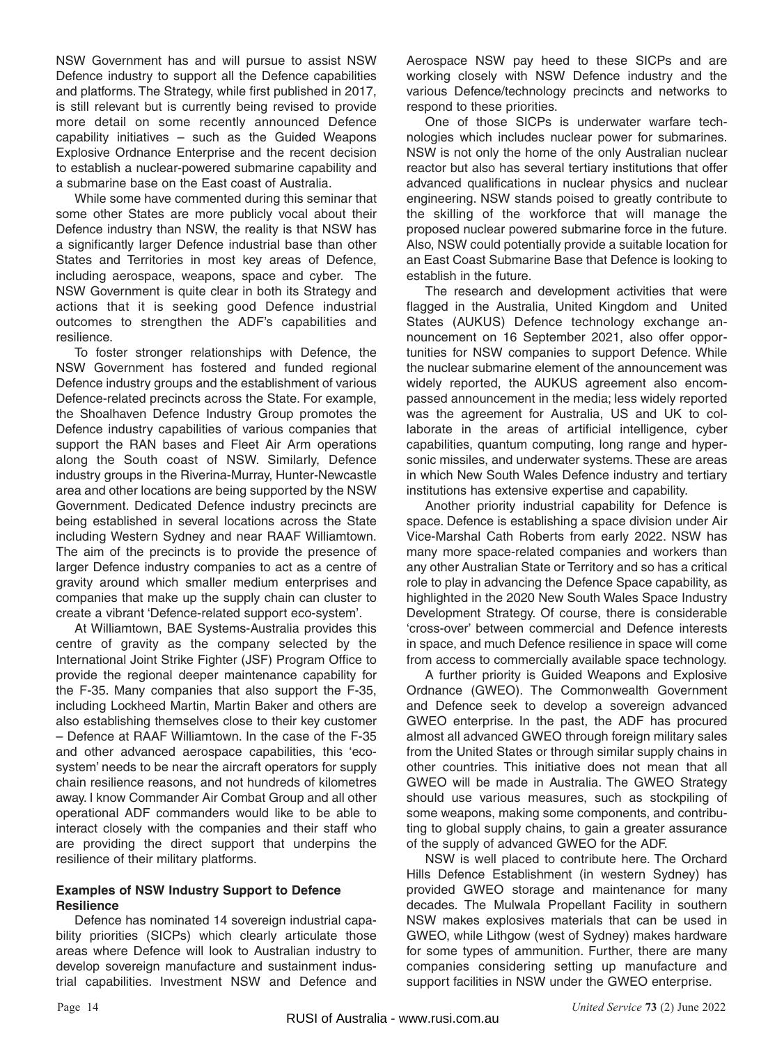NSW Government has and will pursue to assist NSW Defence industry to support all the Defence capabilities and platforms. The Strategy, while first published in 2017, is still relevant but is currently being revised to provide more detail on some recently announced Defence capability initiatives – such as the Guided Weapons Explosive Ordnance Enterprise and the recent decision to establish a nuclear-powered submarine capability and a submarine base on the East coast of Australia.

While some have commented during this seminar that some other States are more publicly vocal about their Defence industry than NSW, the reality is that NSW has a significantly larger Defence industrial base than other States and Territories in most key areas of Defence, including aerospace, weapons, space and cyber. The NSW Government is quite clear in both its Strategy and actions that it is seeking good Defence industrial outcomes to strengthen the ADF's capabilities and resilience.

To foster stronger relationships with Defence, the NSW Government has fostered and funded regional Defence industry groups and the establishment of various Defence-related precincts across the State. For example, the Shoalhaven Defence Industry Group promotes the Defence industry capabilities of various companies that support the RAN bases and Fleet Air Arm operations along the South coast of NSW. Similarly, Defence industry groups in the Riverina-Murray, Hunter-Newcastle area and other locations are being supported by the NSW Government. Dedicated Defence industry precincts are being established in several locations across the State including Western Sydney and near RAAF Williamtown. The aim of the precincts is to provide the presence of larger Defence industry companies to act as a centre of gravity around which smaller medium enterprises and companies that make up the supply chain can cluster to create a vibrant 'Defence-related support eco-system'.

At Williamtown, BAE Systems-Australia provides this centre of gravity as the company selected by the International Joint Strike Fighter (JSF) Program Office to provide the regional deeper maintenance capability for the F-35. Many companies that also support the F-35, including Lockheed Martin, Martin Baker and others are also establishing themselves close to their key customer – Defence at RAAF Williamtown. In the case of the F-35 and other advanced aerospace capabilities, this 'eco-system' needs to be near the aircraft operators for supply chain resilience reasons, and not hundreds of kilometres away. I know Commander Air Combat Group and all other operational ADF commanders would like to be able to interact closely with the companies and their staff who are providing the direct support that underpins the resilience of their military platforms.

**Examples of NSW Industry Support to Defence Resilience**

Defence has nominated 14 sovereign industrial capability priorities (SICPs) which clearly articulate those areas where Defence will look to Australian industry to develop sovereign manufacture and sustainment industrial capabilities. Investment NSW and Defence and Aerospace NSW pay heed to these SICPs and are working closely with NSW Defence industry and the various Defence/technology precincts and networks to respond to these priorities.

One of those SICPs is underwater warfare technologies which includes nuclear power for submarines. NSW is not only the home of the only Australian nuclear reactor but also has several tertiary institutions that offer advanced qualifications in nuclear physics and nuclear engineering. NSW stands poised to greatly contribute to the skilling of the workforce that will manage the proposed nuclear powered submarine force in the future. Also, NSW could potentially provide a suitable location for an East Coast Submarine Base that Defence is looking to establish in the future.

The research and development activities that were flagged in the Australia, United Kingdom and United States (AUKUS) Defence technology exchange announcement on 16 September 2021, also offer opportunities for NSW companies to support Defence. While the nuclear submarine element of the announcement was widely reported, the AUKUS agreement also encompassed announcement in the media; less widely reported was the agreement for Australia, US and UK to collaborate in the areas of artificial intelligence, cyber capabilities, quantum computing, long range and hypersonic missiles, and underwater systems. These are areas in which New South Wales Defence industry and tertiary institutions has extensive expertise and capability.

Another priority industrial capability for Defence is space. Defence is establishing a space division under Air Vice-Marshal Cath Roberts from early 2022. NSW has many more space-related companies and workers than any other Australian State or Territory and so has a critical role to play in advancing the Defence Space capability, as highlighted in the 2020 New South Wales Space Industry Development Strategy. Of course, there is considerable 'cross-over' between commercial and Defence interests in space, and much Defence resilience in space will come from access to commercially available space technology.

A further priority is Guided Weapons and Explosive Ordnance (GWEO). The Commonwealth Government and Defence seek to develop a sovereign advanced GWEO enterprise. In the past, the ADF has procured almost all advanced GWEO through foreign military sales from the United States or through similar supply chains in other countries. This initiative does not mean that all GWEO will be made in Australia. The GWEO Strategy should use various measures, such as stockpiling of some weapons, making some components, and contributing to global supply chains, to gain a greater assurance of the supply of advanced GWEO for the ADF.

NSW is well placed to contribute here. The Orchard Hills Defence Establishment (in western Sydney) has provided GWEO storage and maintenance for many decades. The Mulwala Propellant Facility in southern NSW makes explosives materials that can be used in GWEO, while Lithgow (west of Sydney) makes hardware for some types of ammunition. Further, there are many companies considering setting up manufacture and support facilities in NSW under the GWEO enterprise.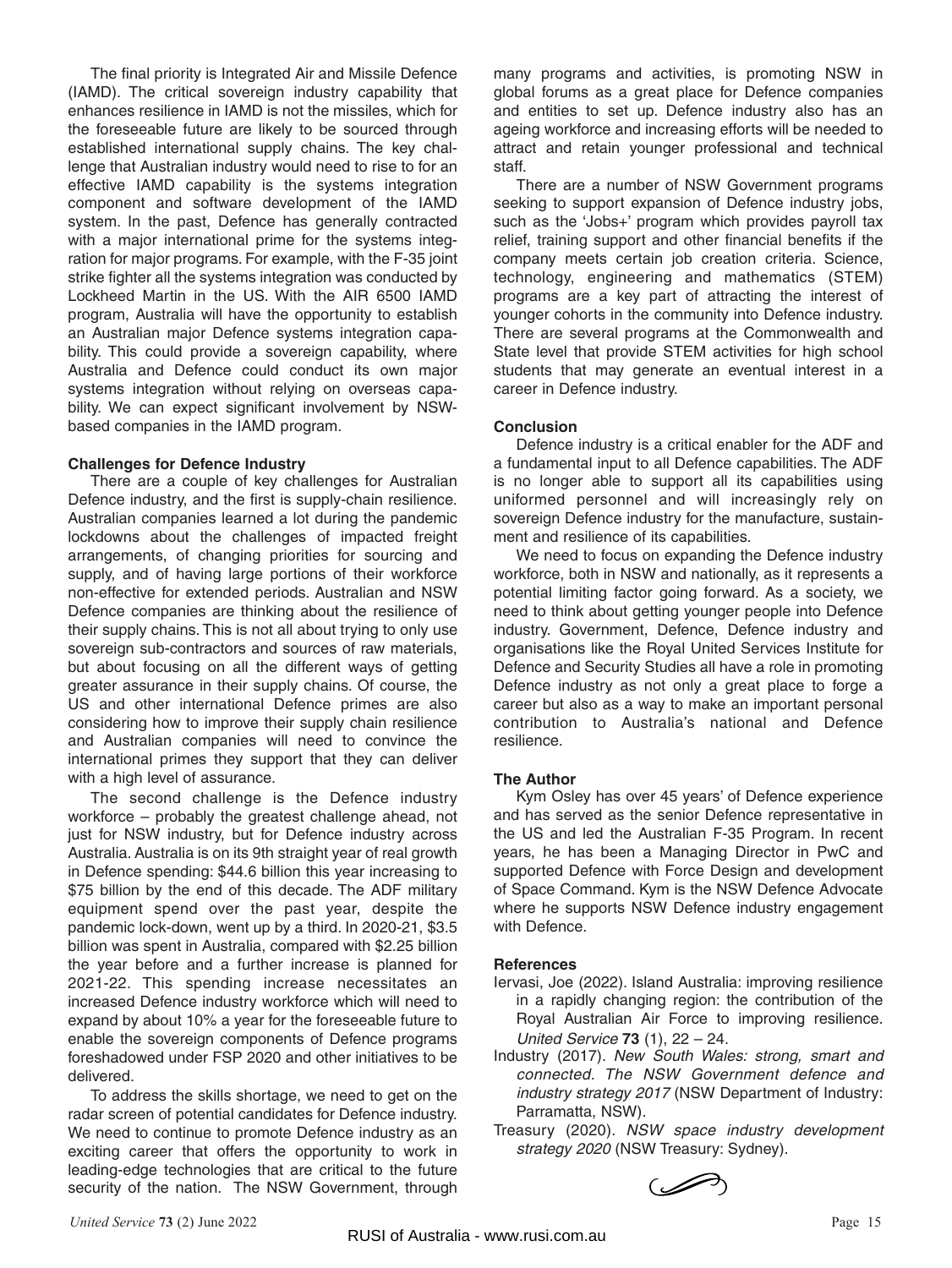The final priority is Integrated Air and Missile Defence (IAMD). The critical sovereign industry capability that enhances resilience in IAMD is not the missiles, which for the foreseeable future are likely to be sourced through established international supply chains. The key challenge that Australian industry would need to rise to for an effective IAMD capability is the systems integration component and software development of the IAMD system. In the past, Defence has generally contracted with a major international prime for the systems integration for major programs. For example, with the F-35 joint strike fighter all the systems integration was conducted by Lockheed Martin in the US. With the AIR 6500 IAMD program, Australia will have the opportunity to establish an Australian major Defence systems integration capability. This could provide a sovereign capability, where Australia and Defence could conduct its own major systems integration without relying on overseas capability. We can expect significant involvement by NSW-based companies in the IAMD program.

**Challenges for Defence Industry**

There are a couple of key challenges for Australian Defence industry, and the first is supply-chain resilience. Australian companies learned a lot during the pandemic lockdowns about the challenges of impacted freight arrangements, of changing priorities for sourcing and supply, and of having large portions of their workforce non-effective for extended periods. Australian and NSW Defence companies are thinking about the resilience of their supply chains. This is not all about trying to only use sovereign sub-contractors and sources of raw materials, but about focusing on all the different ways of getting greater assurance in their supply chains. Of course, the US and other international Defence primes are also considering how to improve their supply chain resilience and Australian companies will need to convince the international primes they support that they can deliver with a high level of assurance.

The second challenge is the Defence industry workforce – probably the greatest challenge ahead, not just for NSW industry, but for Defence industry across Australia. Australia is on its 9th straight year of real growth in Defence spending: $44.6 billion this year increasing to $75 billion by the end of this decade. The ADF military equipment spend over the past year, despite the pandemic lock-down, went up by a third. In 2020-21, $3.5 billion was spent in Australia, compared with $2.25 billion the year before and a further increase is planned for 2021-22. This spending increase necessitates an increased Defence industry workforce which will need to expand by about 10% a year for the foreseeable future to enable the sovereign components of Defence programs foreshadowed under FSP 2020 and other initiatives to be delivered.

To address the skills shortage, we need to get on the radar screen of potential candidates for Defence industry. We need to continue to promote Defence industry as an exciting career that offers the opportunity to work in leading-edge technologies that are critical to the future security of the nation. The NSW Government, through many programs and activities, is promoting NSW in global forums as a great place for Defence companies and entities to set up. Defence industry also has an ageing workforce and increasing efforts will be needed to attract and retain younger professional and technical staff.

There are a number of NSW Government programs seeking to support expansion of Defence industry jobs, such as the 'Jobs+' program which provides payroll tax relief, training support and other financial benefits if the company meets certain job creation criteria. Science, technology, engineering and mathematics (STEM) programs are a key part of attracting the interest of younger cohorts in the community into Defence industry. There are several programs at the Commonwealth and State level that provide STEM activities for high school students that may generate an eventual interest in a career in Defence industry.

**Conclusion**

Defence industry is a critical enabler for the ADF and a fundamental input to all Defence capabilities. The ADF is no longer able to support all its capabilities using uniformed personnel and will increasingly rely on sovereign Defence industry for the manufacture, sustainment and resilience of its capabilities.

We need to focus on expanding the Defence industry workforce, both in NSW and nationally, as it represents a potential limiting factor going forward. As a society, we need to think about getting younger people into Defence industry. Government, Defence, Defence industry and organisations like the Royal United Services Institute for Defence and Security Studies all have a role in promoting Defence industry as not only a great place to forge a career but also as a way to make an important personal contribution to Australia's national and Defence resilience.

**The Author**

Kym Osley has over 45 years' of Defence experience and has served as the senior Defence representative in the US and led the Australian F-35 Program. In recent years, he has been a Managing Director in PwC and supported Defence with Force Design and development of Space Command. Kym is the NSW Defence Advocate where he supports NSW Defence industry engagement with Defence.

**References**

Iervasi, Joe (2022). Island Australia: improving resilience in a rapidly changing region: the contribution of the Royal Australian Air Force to improving resilience. *United Service* **73** (1), 22 – 24.

Industry (2017). *New South Wales: strong, smart and connected. The NSW Government defence and industry strategy 2017* (NSW Department of Industry: Parramatta, NSW).

Treasury (2020). *NSW space industry development strategy 2020* (NSW Treasury: Sydney).